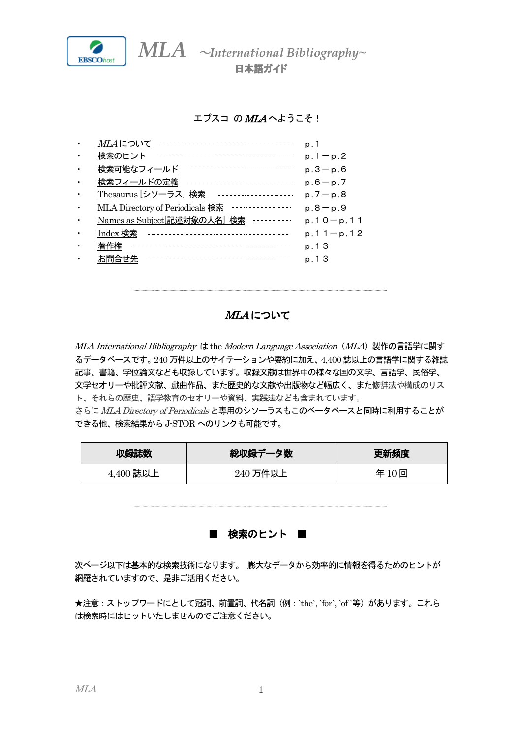# *MLA* ~*International Bibliography*~

日本語ガイド

エブスコ の *MLA* へようこそ！

- *MLA* について ………………… p.1
- 検索のヒント ………………… p.1－p.2
- 検索可能なフィールド ………………… p.3－p.6
- 検索フィールドの定義 ………………… p.6－p.7
- Thesaurus [シソーラス] 検索 ………………… p.7－p.8
- MLA Directory of Periodicals 検索 ………………… p.8－p.9
- Names as Subject[記述対象の人名] 検索 ………………… p.10－p.11
- Index 検索 ………………… p.11－p.12
- 著作権 ………………… p.13
- お問合せ先 ………………… p.13

## *MLA* について

*MLA International Bibliography* は the *Modern Language Association*（*MLA*）製作の言語学に関するデータベースです。240 万件以上のサイテーションや要約に加え、4,400 誌以上の言語学に関する雑誌記事、書籍、学位論文なども収録しています。収録文献は世界中の様々な国の文学、言語学、民俗学、文学セオリーや批評文献、戯曲作品、また歴史的な文献や出版物など幅広く、また修辞法や構成のリスト、それらの歴史、語学教育のセオリーや資料、実践法なども含まれています。
さらに *MLA Directory of Periodicals* と専用のシソーラスもこのベータベースと同時に利用することができる他、検索結果から J-STOR へのリンクも可能です。

| 収録誌数 | 総収録データ数 | 更新頻度 |
|---|---|---|
| 4,400 誌以上 | 240 万件以上 | 年 10 回 |

## ■ 検索のヒント ■

次ページ以下は基本的な検索技術になります。 膨大なデータから効率的に情報を得るためのヒントが網羅されていますので、是非ご活用ください。

★注意：ストップワードにとして冠詞、前置詞、代名詞（例：`the`, `for`, `of`等）があります。これらは検索時にはヒットいたしませんのでご注意ください。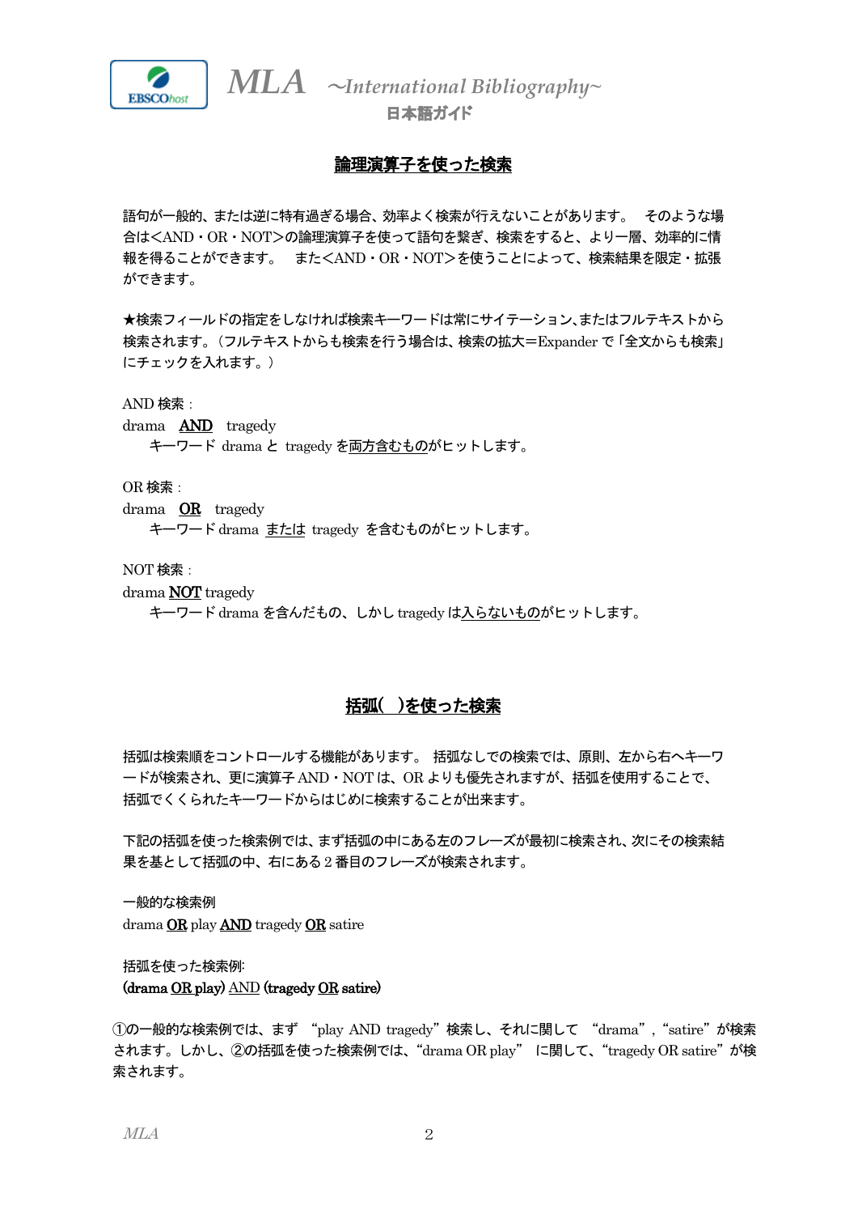## <u>論理演算子を使った検索</u>

語句が一般的、または逆に特有過ぎる場合、効率よく検索が行えないことがあります。 そのような場合は<AND・OR・NOT>の論理演算子を使って語句を繋ぎ、検索をすると、より一層、効率的に情報を得ることができます。 また<AND・OR・NOT>を使うことによって、検索結果を限定・拡張ができます。

★検索フィールドの指定をしなければ検索キーワードは常にサイテーション、またはフルテキストから検索されます。(フルテキストからも検索を行う場合は、検索の拡大=Expander で「全文からも検索」にチェックを入れます。)

AND 検索:

drama **<u>AND</u>** tragedy

キーワード drama と tragedy を<u>両方含むもの</u>がヒットします。

OR 検索:

drama **<u>OR</u>** tragedy

キーワード drama <u>または</u> tragedy を含むものがヒットします。

NOT 検索:

drama **<u>NOT</u>** tragedy

キーワード drama を含んだもの、しかし tragedy は<u>入らないもの</u>がヒットします。

## <u>括弧( )を使った検索</u>

括弧は検索順をコントロールする機能があります。 括弧なしでの検索では、原則、左から右へキーワードが検索され、更に演算子 AND・NOT は、OR よりも優先されますが、括弧を使用することで、括弧でくくられたキーワードからはじめに検索することが出来ます。

下記の括弧を使った検索例では、まず括弧の中にある左のフレーズが最初に検索され、次にその検索結果を基として括弧の中、右にある 2 番目のフレーズが検索されます。

一般的な検索例

drama **<u>OR</u>** play **<u>AND</u>** tragedy **<u>OR</u>** satire

括弧を使った検索例:

**(drama <u>OR</u> play)** <u>AND</u> **(tragedy <u>OR</u> satire)**

①の一般的な検索例では、まず "play AND tragedy" 検索し、それに関して "drama", "satire" が検索されます。しかし、②の括弧を使った検索例では、"drama OR play" に関して、"tragedy OR satire" が検索されます。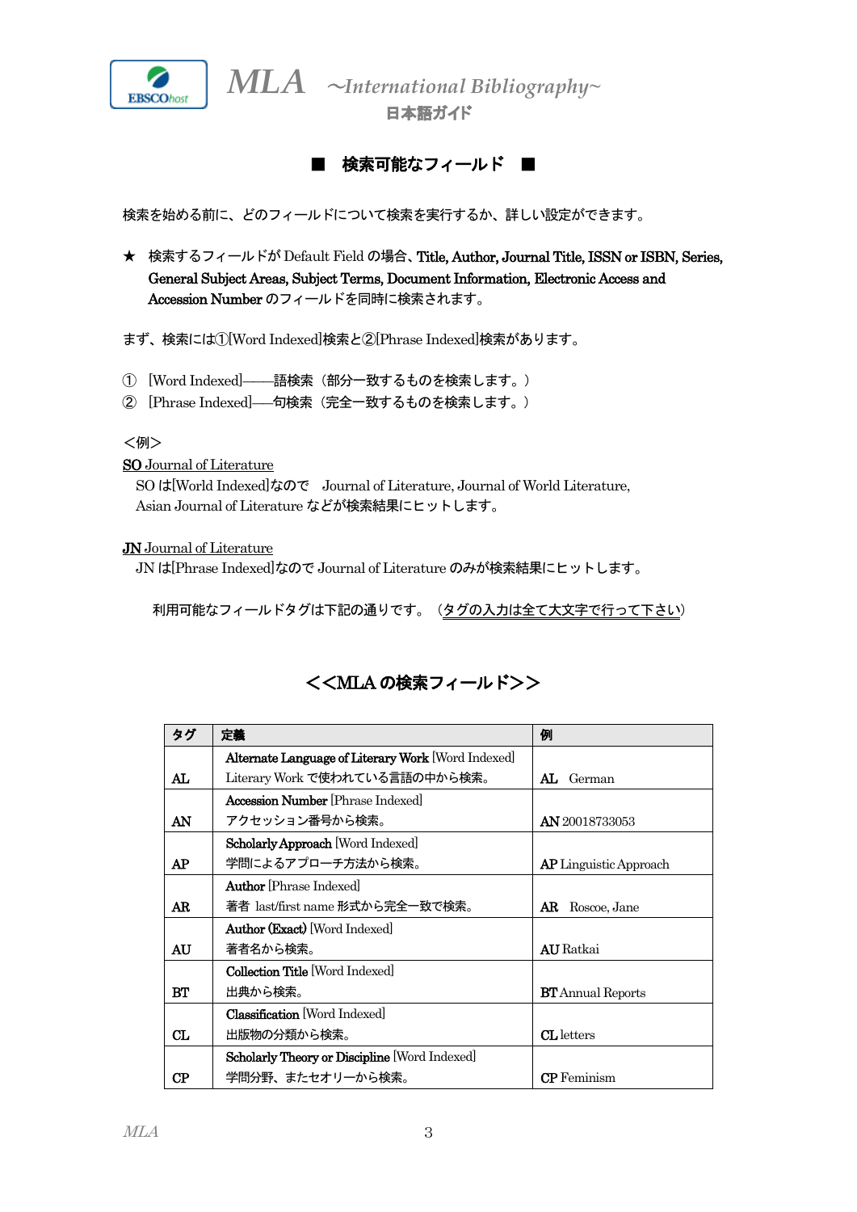# MLA ~International Bibliography~

日本語ガイド

## ■　検索可能なフィールド　■

検索を始める前に、どのフィールドについて検索を実行するか、詳しい設定ができます。

★　検索するフィールドが Default Field の場合、**Title, Author, Journal Title, ISSN or ISBN, Series, General Subject Areas, Subject Terms, Document Information, Electronic Access and Accession Number** のフィールドを同時に検索されます。

まず、検索には①[Word Indexed]検索と②[Phrase Indexed]検索があります。

① [Word Indexed]――語検索（部分一致するものを検索します。）
② [Phrase Indexed]―句検索（完全一致するものを検索します。）

<例>

**SO** Journal of Literature
SO は[World Indexed]なので　Journal of Literature, Journal of World Literature, Asian Journal of Literature などが検索結果にヒットします。

**JN** Journal of Literature
JN は[Phrase Indexed]なので Journal of Literature のみが検索結果にヒットします。

利用可能なフィールドタグは下記の通りです。（タグの入力は全て大文字で行って下さい）

## <<MLA の検索フィールド>>

| タグ | 定義 | 例 |
|---|---|---|
| AL | **Alternate Language of Literary Work** [Word Indexed] Literary Work で使われている言語の中から検索。 | **AL** German |
| AN | **Accession Number** [Phrase Indexed] アクセッション番号から検索。 | **AN** 20018733053 |
| AP | **Scholarly Approach** [Word Indexed] 学問によるアプローチ方法から検索。 | **AP** Linguistic Approach |
| AR | **Author** [Phrase Indexed] 著者 last/first name 形式から完全一致で検索。 | **AR** Roscoe, Jane |
| AU | **Author (Exact)** [Word Indexed] 著者名から検索。 | **AU** Ratkai |
| BT | **Collection Title** [Word Indexed] 出典から検索。 | **BT** Annual Reports |
| CL | **Classification** [Word Indexed] 出版物の分類から検索。 | **CL** letters |
| CP | **Scholarly Theory or Discipline** [Word Indexed] 学問分野、またセオリーから検索。 | **CP** Feminism |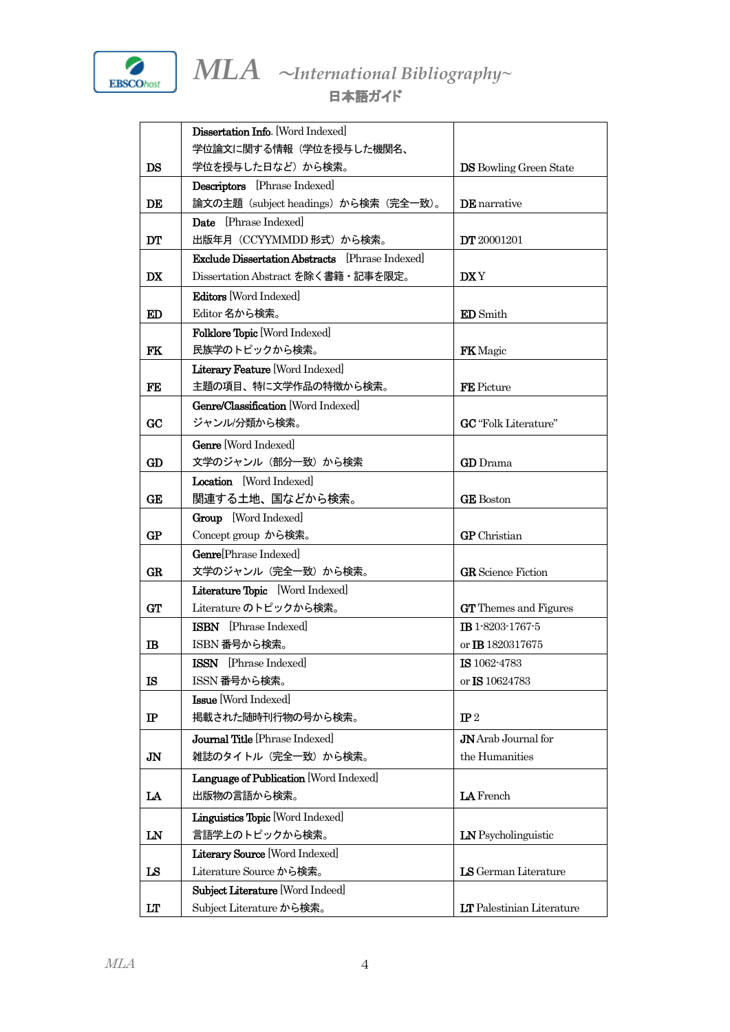| | | |
|---|---|---|
| DS | **Dissertation Info.** [Word Indexed]<br>学位論文に関する情報（学位を授与した機関名、学位を授与した日など）から検索。 | **DS** Bowling Green State |
| DE | **Descriptors** [Phrase Indexed]<br>論文の主題（subject headings）から検索（完全一致）。 | **DE** narrative |
| DT | **Date** [Phrase Indexed]<br>出版年月（CCYYMMDD 形式）から検索。 | **DT** 20001201 |
| DX | **Exclude Dissertation Abstracts** [Phrase Indexed]<br>Dissertation Abstract を除く書籍・記事を限定。 | **DX** Y |
| ED | **Editors** [Word Indexed]<br>Editor 名から検索。 | **ED** Smith |
| FK | **Folklore Topic** [Word Indexed]<br>民族学のトピックから検索。 | **FK** Magic |
| FE | **Literary Feature** [Word Indexed]<br>主題の項目、特に文学作品の特徴から検索。 | **FE** Picture |
| GC | **Genre/Classification** [Word Indexed]<br>ジャンル/分類から検索。 | **GC** "Folk Literature" |
| GD | **Genre** [Word Indexed]<br>文学のジャンル（部分一致）から検索 | **GD** Drama |
| GE | **Location** [Word Indexed]<br>関連する土地、国などから検索。 | **GE** Boston |
| GP | **Group** [Word Indexed]<br>Concept group から検索。 | **GP** Christian |
| GR | **Genre**[Phrase Indexed]<br>文学のジャンル（完全一致）から検索。 | **GR** Science Fiction |
| GT | **Literature Topic** [Word Indexed]<br>Literature のトピックから検索。 | **GT** Themes and Figures |
| IB | **ISBN** [Phrase Indexed]<br>ISBN 番号から検索。 | **IB** 1-8203-1767-5<br>or **IB** 1820317675 |
| IS | **ISSN** [Phrase Indexed]<br>ISSN 番号から検索。 | **IS** 1062-4783<br>or **IS** 10624783 |
| IP | **Issue** [Word Indexed]<br>掲載された随時刊行物の号から検索。 | **IP** 2 |
| JN | **Journal Title** [Phrase Indexed]<br>雑誌のタイトル（完全一致）から検索。 | **JN** Arab Journal for the Humanities |
| LA | **Language of Publication** [Word Indexed]<br>出版物の言語から検索。 | **LA** French |
| LN | **Linguistics Topic** [Word Indexed]<br>言語学上のトピックから検索。 | **LN** Psycholinguistic |
| LS | **Literary Source** [Word Indexed]<br>Literature Source から検索。 | **LS** German Literature |
| LT | **Subject Literature** [Word Indeed]<br>Subject Literature から検索。 | **LT** Palestinian Literature |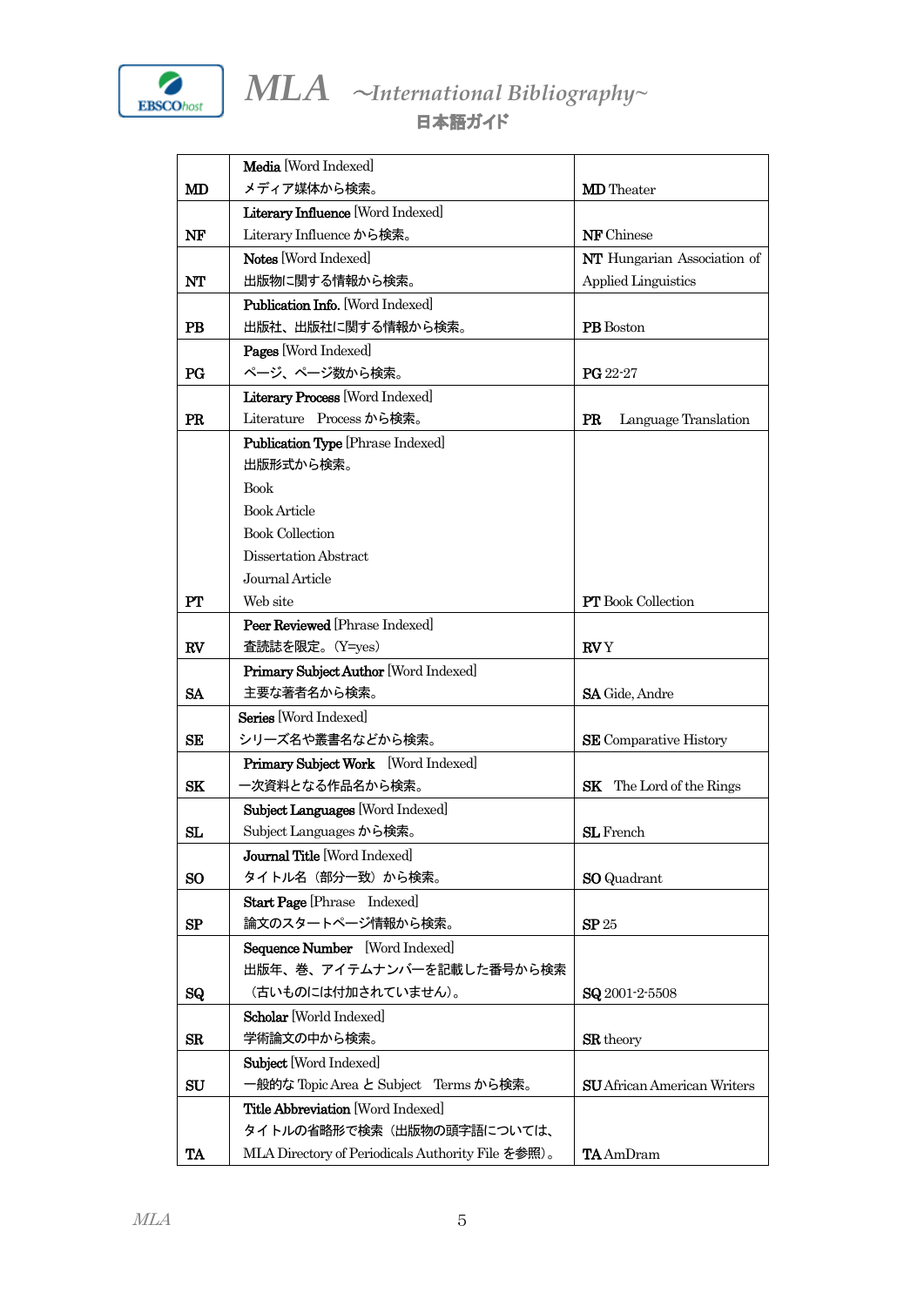| | | |
|---|---|---|
| MD | **Media** [Word Indexed]<br>メディア媒体から検索。 | **MD** Theater |
| NF | **Literary Influence** [Word Indexed]<br>Literary Influence から検索。 | **NF** Chinese |
| NT | **Notes** [Word Indexed]<br>出版物に関する情報から検索。 | **NT** Hungarian Association of Applied Linguistics |
| PB | **Publication Info.** [Word Indexed]<br>出版社、出版社に関する情報から検索。 | **PB** Boston |
| PG | **Pages** [Word Indexed]<br>ページ、ページ数から検索。 | **PG** 22-27 |
| PR | **Literary Process** [Word Indexed]<br>Literature　Process から検索。 | **PR**　Language Translation |
| PT | **Publication Type** [Phrase Indexed]<br>出版形式から検索。<br>Book<br>Book Article<br>Book Collection<br>Dissertation Abstract<br>Journal Article<br>Web site | **PT** Book Collection |
| RV | **Peer Reviewed** [Phrase Indexed]<br>査読誌を限定。(Y=yes) | **RV** Y |
| SA | **Primary Subject Author** [Word Indexed]<br>主要な著者名から検索。 | **SA** Gide, Andre |
| SE | **Series** [Word Indexed]<br>シリーズ名や叢書名などから検索。 | **SE** Comparative History |
| SK | **Primary Subject Work**　[Word Indexed]<br>一次資料となる作品名から検索。 | **SK**　The Lord of the Rings |
| SL | **Subject Languages** [Word Indexed]<br>Subject Languages から検索。 | **SL** French |
| SO | **Journal Title** [Word Indexed]<br>タイトル名（部分一致）から検索。 | **SO** Quadrant |
| SP | **Start Page** [Phrase　Indexed]<br>論文のスタートページ情報から検索。 | **SP** 25 |
| SQ | **Sequence Number**　[Word Indexed]<br>出版年、巻、アイテムナンバーを記載した番号から検索（古いものには付加されていません）。 | **SQ** 2001-2-5508 |
| SR | **Scholar** [World Indexed]<br>学術論文の中から検索。 | **SR** theory |
| SU | **Subject** [Word Indexed]<br>一般的な Topic Area と Subject　Terms から検索。 | **SU** African American Writers |
| TA | **Title Abbreviation** [Word Indexed]<br>タイトルの省略形で検索（出版物の頭字語については、MLA Directory of Periodicals Authority File を参照）。 | **TA** AmDram |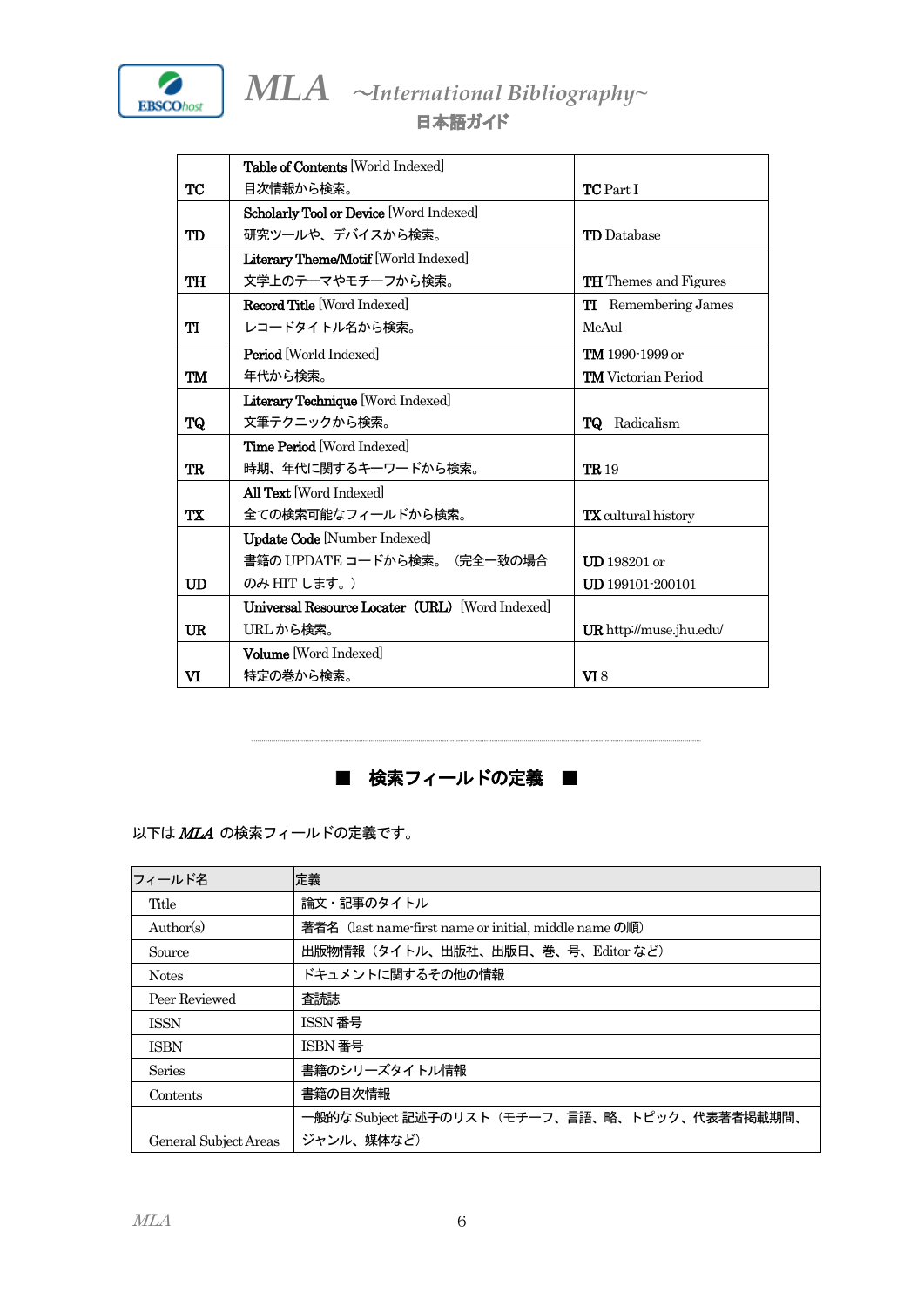| | | |
|---|---|---|
| TC | **Table of Contents** [World Indexed]<br>目次情報から検索。 | **TC** Part I |
| TD | **Scholarly Tool or Device** [Word Indexed]<br>研究ツールや、デバイスから検索。 | **TD** Database |
| TH | **Literary Theme/Motif** [World Indexed]<br>文学上のテーマやモチーフから検索。 | **TH** Themes and Figures |
| TI | **Record Title** [Word Indexed]<br>レコードタイトル名から検索。 | **TI** Remembering James McAul |
| TM | **Period** [World Indexed]<br>年代から検索。 | **TM** 1990-1999 or<br>**TM** Victorian Period |
| TQ | **Literary Technique** [Word Indexed]<br>文筆テクニックから検索。 | **TQ** Radicalism |
| TR | **Time Period** [Word Indexed]<br>時期、年代に関するキーワードから検索。 | **TR** 19 |
| TX | **All Text** [Word Indexed]<br>全ての検索可能なフィールドから検索。 | **TX** cultural history |
| UD | **Update Code** [Number Indexed]<br>書籍の UPDATE コードから検索。（完全一致の場合のみ HIT します。） | **UD** 198201 or<br>**UD** 199101-200101 |
| UR | **Universal Resource Locater（URL）** [Word Indexed]<br>URL から検索。 | **UR** http://muse.jhu.edu/ |
| VI | **Volume** [Word Indexed]<br>特定の巻から検索。 | **VI** 8 |

## ■ 検索フィールドの定義 ■

以下は ***MLA*** の検索フィールドの定義です。

| フィールド名 | 定義 |
|---|---|
| Title | 論文・記事のタイトル |
| Author(s) | 著者名（last name-first name or initial, middle name の順） |
| Source | 出版物情報（タイトル、出版社、出版日、巻、号、Editor など） |
| Notes | ドキュメントに関するその他の情報 |
| Peer Reviewed | 査読誌 |
| ISSN | ISSN 番号 |
| ISBN | ISBN 番号 |
| Series | 書籍のシリーズタイトル情報 |
| Contents | 書籍の目次情報 |
| General Subject Areas | 一般的な Subject 記述子のリスト（モチーフ、言語、略、トピック、代表著者掲載期間、ジャンル、媒体など） |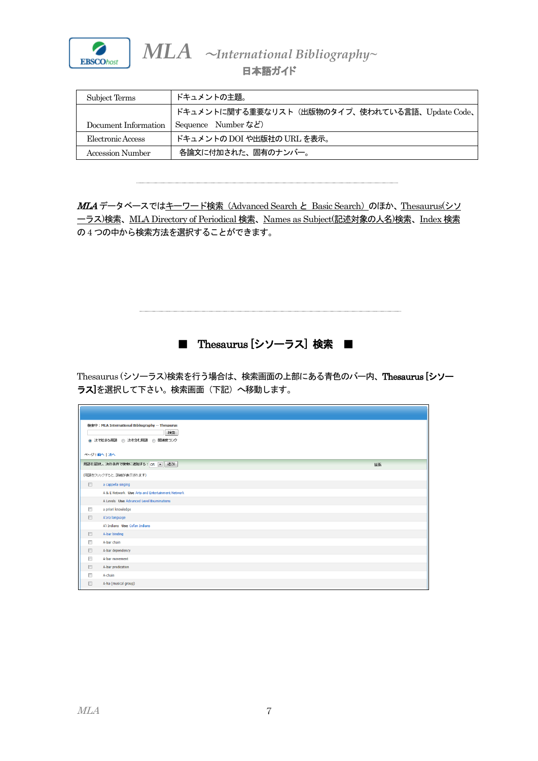| Subject Terms | ドキュメントの主題。 |
|---|---|
| Document Information | ドキュメントに関する重要なリスト（出版物のタイプ、使われている言語、Update Code、Sequence　Number など） |
| Electronic Access | ドキュメントの DOI や出版社の URL を表示。 |
| Accession Number | 各論文に付加された、固有のナンバー。 |

---

***MLA*** データベースではキーワード検索（Advanced Search と Basic Search）のほか、Thesaurus(シソーラス)検索、MLA Directory of Periodical 検索、Names as Subject(記述対象の人名)検索、Index 検索の 4 つの中から検索方法を選択することができます。

---

## ■ Thesaurus [シソーラス] 検索 ■

Thesaurus (シソーラス)検索を行う場合は、検索画面の上部にある青色のバー内、**Thesaurus [シソーラス]**を選択して下さい。検索画面（下記）へ移動します。

検索中：MLA International Bibliography -- Thesaurus

検索

次で始まる用語　次を含む用語　関連度ランク

ページ：前へ | 次へ

用語を選択し、次の条件で検索に追加する：OR　追加　　拡張

(用語をクリックすると、詳細が表示されます)

- a cappella singing
- A & E Network **Use** Arts and Entertainment Network
- A Levels **Use** Advanced Level Examinations
- a priori knowledge
- A'ara language
- A'i Indians **Use** Cofan Indians
- A-bar binding
- A-bar chain
- A-bar dependency
- A-bar movement
- A-bar predication
- A-chain
- A-ha (musical group)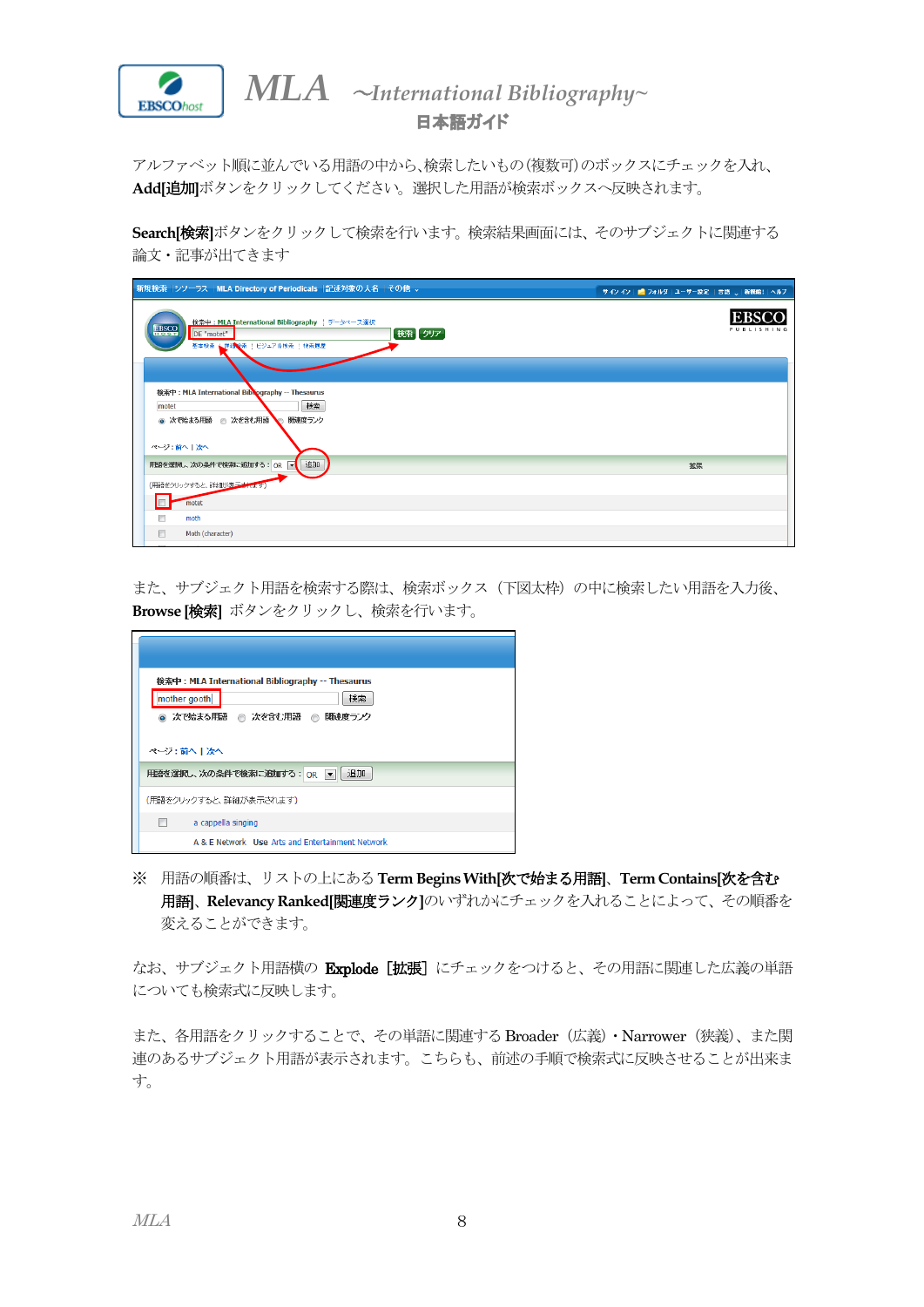アルファベット順に並んでいる用語の中から、検索したいもの(複数可)のボックスにチェックを入れ、**Add[追加]**ボタンをクリックしてください。選択した用語が検索ボックスへ反映されます。

**Search[検索]**ボタンをクリックして検索を行います。検索結果画面には、そのサブジェクトに関連する論文・記事が出てきます

また、サブジェクト用語を検索する際は、検索ボックス（下図太枠）の中に検索したい用語を入力後、**Browse [検索]** ボタンをクリックし、検索を行います。

※ 用語の順番は、リストの上にある **Term Begins With[次で始まる用語]**、**Term Contains[次を含む用語]**、**Relevancy Ranked[関連度ランク]**のいずれかにチェックを入れることによって、その順番を変えることができます。

なお、サブジェクト用語横の **Explode［拡張］**にチェックをつけると、その用語に関連した広義の単語についても検索式に反映します。

また、各用語をクリックすることで、その単語に関連する Broader（広義）・Narrower（狭義）、また関連のあるサブジェクト用語が表示されます。こちらも、前述の手順で検索式に反映させることが出来ます。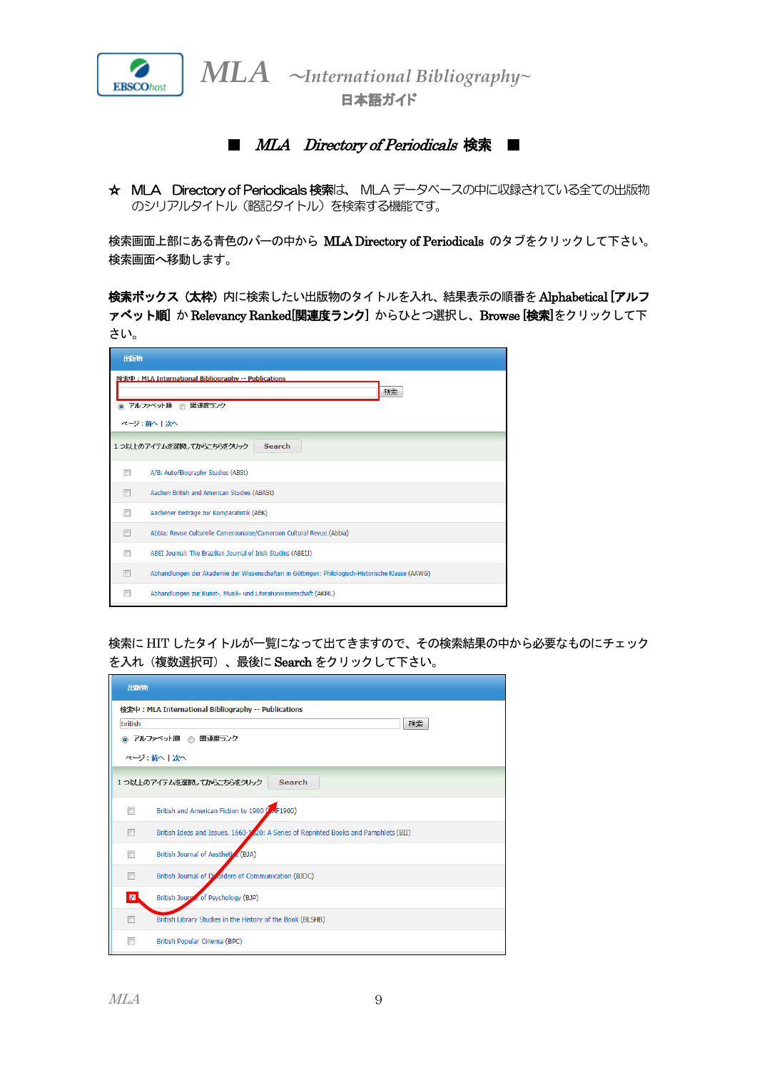# ■ *MLA Directory of Periodicals* 検索 ■

☆ MLA Directory of Periodicals 検索は、MLA データベースの中に収録されている全ての出版物のシリアルタイトル（略記タイトル）を検索する機能です。

検索画面上部にある青色のバーの中から **MLA Directory of Periodicals** のタブをクリックして下さい。検索画面へ移動します。

**検索ボックス（太枠）**内に検索したい出版物のタイトルを入れ、結果表示の順番を **Alphabetical [アルファベット順]** か **Relevancy Ranked[関連度ランク]** からひとつ選択し、**Browse [検索]**をクリックして下さい。

検索に HIT したタイトルが一覧になって出てきますので、その検索結果の中から必要なものにチェックを入れ（複数選択可）、最後に **Search** をクリックして下さい。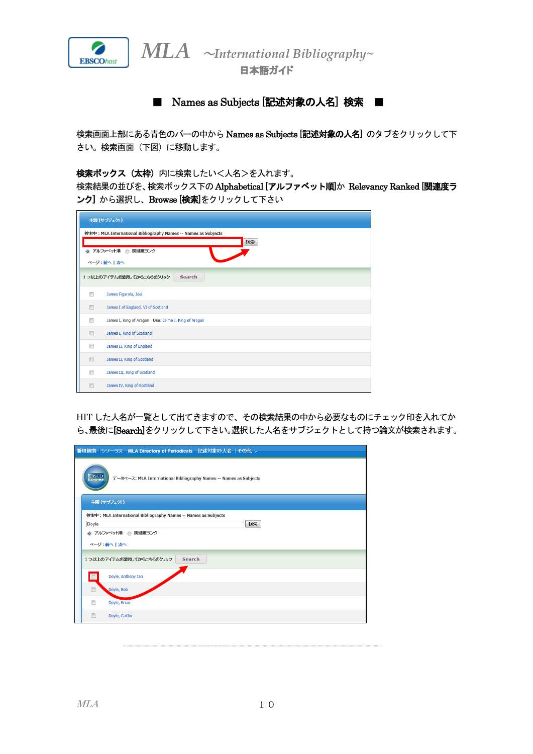## ■　Names as Subjects [記述対象の人名] 検索　■

検索画面上部にある青色のバーの中から Names as Subjects [記述対象の人名] のタブをクリックして下さい。検索画面（下図）に移動します。

**検索ボックス（太枠）**内に検索したい<人名>を入れます。
検索結果の並びを、検索ボックス下の **Alphabetical [アルファベット順]**か **Relevancy Ranked [関連度ランク]** から選択し、**Browse [検索]**をクリックして下さい

HIT した人名が一覧として出てきますので、その検索結果の中から必要なものにチェック印を入れてから、最後に**[Search]**をクリックして下さい。選択した人名をサブジェクトとして持つ論文が検索されます。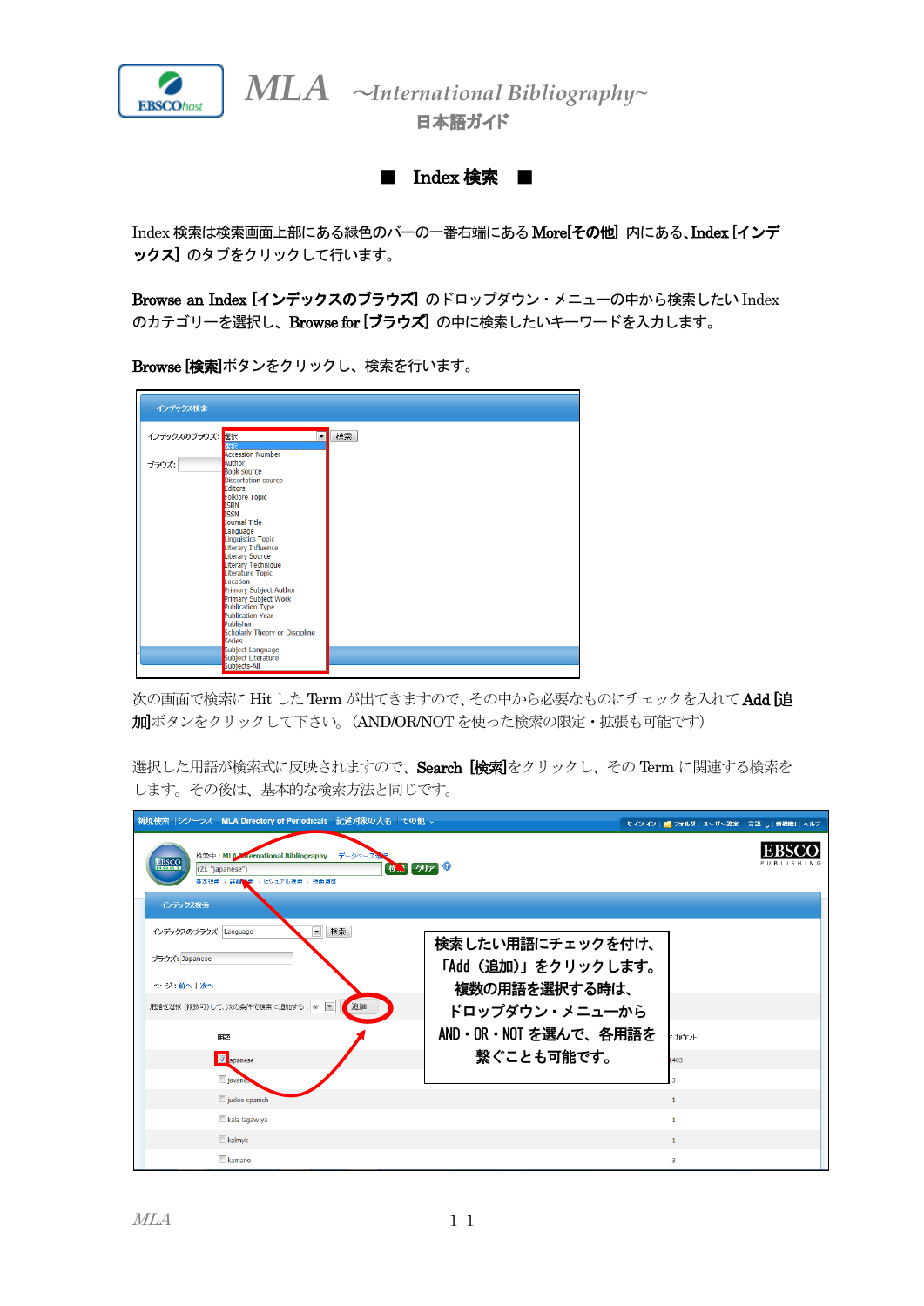# ■ Index 検索 ■

Index 検索は検索画面上部にある緑色のバーの一番右端にある **More[その他]** 内にある、**Index [インデックス]** のタブをクリックして行います。

**Browse an Index [インデックスのブラウズ]** のドロップダウン・メニューの中から検索したい Index のカテゴリーを選択し、**Browse for [ブラウズ]** の中に検索したいキーワードを入力します。

**Browse [検索]**ボタンをクリックし、検索を行います。

次の画面で検索に Hit した Term が出てきますので、その中から必要なものにチェックを入れて **Add [追加]**ボタンをクリックして下さい。(AND/OR/NOT を使った検索の限定・拡張も可能です)

選択した用語が検索式に反映されますので、**Search [検索]**をクリックし、その Term に関連する検索をします。その後は、基本的な検索方法と同じです。

検索したい用語にチェックを付け、「Add(追加)」をクリックします。複数の用語を選択する時は、ドロップダウン・メニューから AND・OR・NOT を選んで、各用語を繋ぐことも可能です。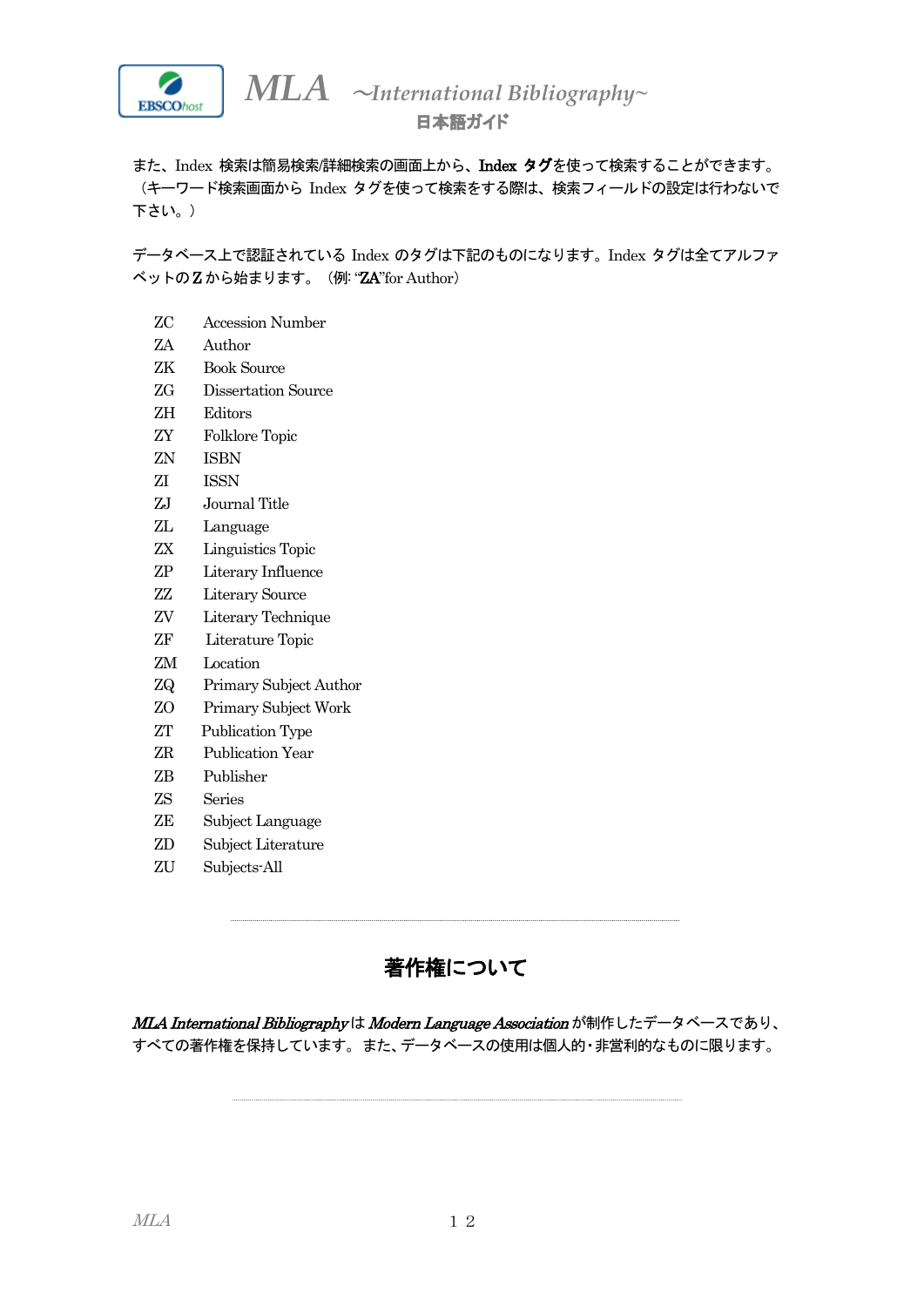また、Index 検索は簡易検索/詳細検索の画面上から、**Index タグ**を使って検索することができます。（キーワード検索画面から Index タグを使って検索をする際は、検索フィールドの設定は行わないで下さい。）

データベース上で認証されている Index のタグは下記のものになります。Index タグは全てアルファベットの **Z** から始まります。（例: "**ZA**"for Author）

| | |
|---|---|
| ZC | Accession Number |
| ZA | Author |
| ZK | Book Source |
| ZG | Dissertation Source |
| ZH | Editors |
| ZY | Folklore Topic |
| ZN | ISBN |
| ZI | ISSN |
| ZJ | Journal Title |
| ZL | Language |
| ZX | Linguistics Topic |
| ZP | Literary Influence |
| ZZ | Literary Source |
| ZV | Literary Technique |
| ZF | Literature Topic |
| ZM | Location |
| ZQ | Primary Subject Author |
| ZO | Primary Subject Work |
| ZT | Publication Type |
| ZR | Publication Year |
| ZB | Publisher |
| ZS | Series |
| ZE | Subject Language |
| ZD | Subject Literature |
| ZU | Subjects-All |

---

## 著作権について

***MLA International Bibliography*** は ***Modern Language Association*** が制作したデータベースであり、すべての著作権を保持しています。 また、データベースの使用は個人的・非営利的なものに限ります。

---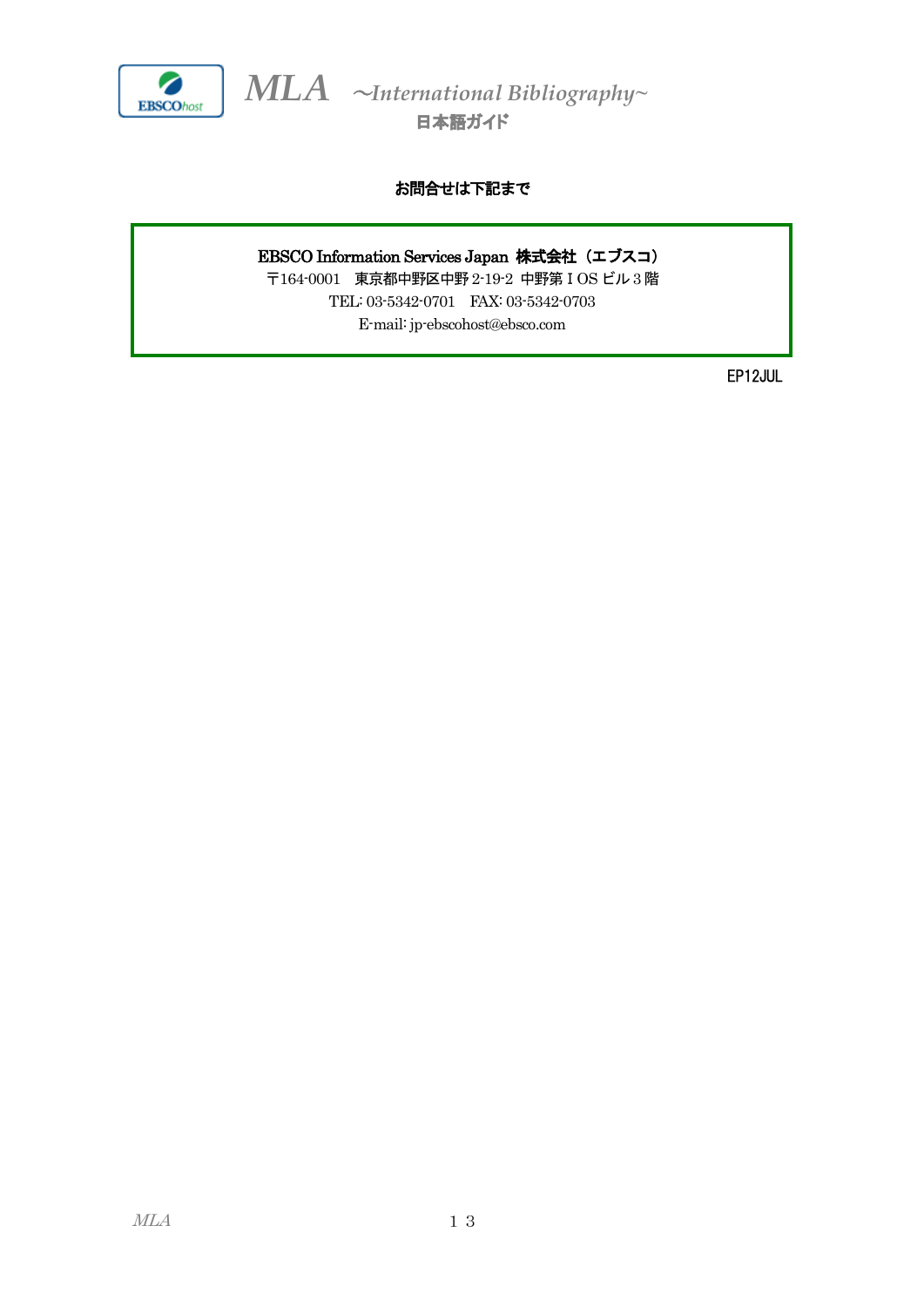# MLA ~International Bibliography~

日本語ガイド

**お問合せは下記まで**

**EBSCO Information Services Japan 株式会社（エブスコ）**

〒164-0001　東京都中野区中野 2-19-2 中野第 I OS ビル 3 階

TEL: 03-5342-0701　FAX: 03-5342-0703

E-mail: jp-ebscohost@ebsco.com

EP12JUL